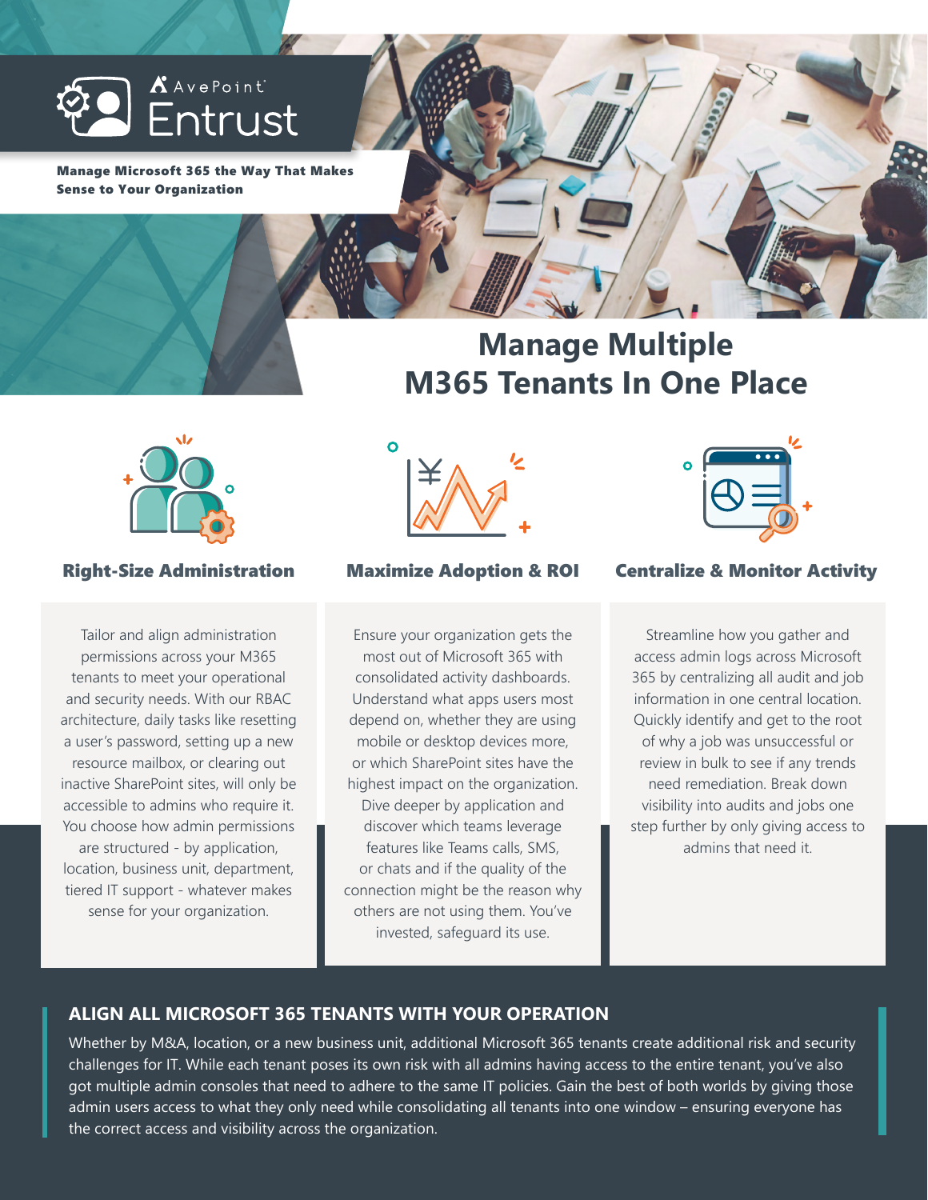AvePoint Entrust

**Manage Microsoft 365 the Way That Makes Sense to Your Organization**

# Manage Multiple M365 Tenants In One Place

## Right-Size Administration

Tailor and align administration permissions across your M365 tenants to meet your operational and security needs. With our RBAC architecture, daily tasks like resetting a user's password, setting up a new resource mailbox, or clearing out inactive SharePoint sites, will only be accessible to admins who require it. You choose how admin permissions are structured - by application, location, business unit, department, tiered IT support - whatever makes sense for your organization.

## Maximize Adoption & ROI

Ensure your organization gets the most out of Microsoft 365 with consolidated activity dashboards. Understand what apps users most depend on, whether they are using mobile or desktop devices more, or which SharePoint sites have the highest impact on the organization. Dive deeper by application and discover which teams leverage features like Teams calls, SMS, or chats and if the quality of the connection might be the reason why others are not using them. You've invested, safeguard its use.

## Centralize & Monitor Activity

Streamline how you gather and access admin logs across Microsoft 365 by centralizing all audit and job information in one central location. Quickly identify and get to the root of why a job was unsuccessful or review in bulk to see if any trends need remediation. Break down visibility into audits and jobs one step further by only giving access to admins that need it.

## ALIGN ALL MICROSOFT 365 TENANTS WITH YOUR OPERATION

Whether by M&A, location, or a new business unit, additional Microsoft 365 tenants create additional risk and security challenges for IT. While each tenant poses its own risk with all admins having access to the entire tenant, you've also got multiple admin consoles that need to adhere to the same IT policies. Gain the best of both worlds by giving those admin users access to what they only need while consolidating all tenants into one window – ensuring everyone has the correct access and visibility across the organization.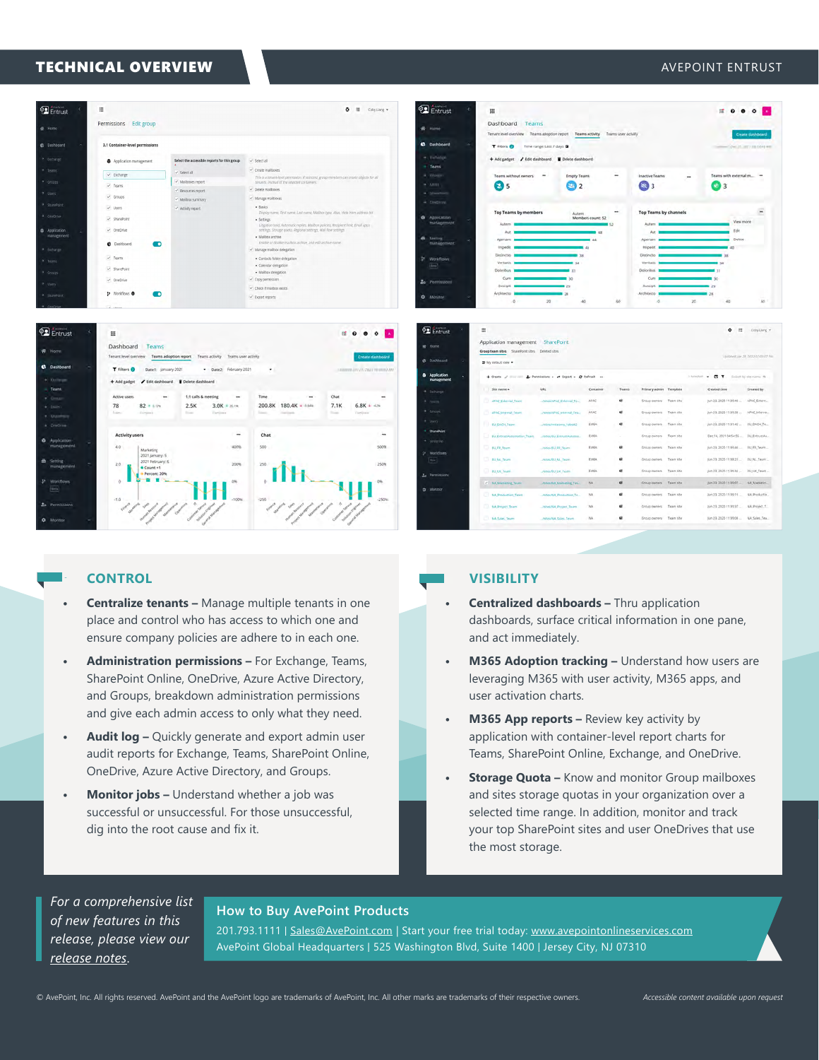# TECHNICAL OVERVIEW

AVEPOINT ENTRUST

## CONTROL

- **Centralize tenants –** Manage multiple tenants in one place and control who has access to which one and ensure company policies are adhere to in each one.
- **Administration permissions –** For Exchange, Teams, SharePoint Online, OneDrive, Azure Active Directory, and Groups, breakdown administration permissions and give each admin access to only what they need.
- **Audit log –** Quickly generate and export admin user audit reports for Exchange, Teams, SharePoint Online, OneDrive, Azure Active Directory, and Groups.
- **Monitor jobs –** Understand whether a job was successful or unsuccessful. For those unsuccessful, dig into the root cause and fix it.

## VISIBILITY

- **Centralized dashboards –** Thru application dashboards, surface critical information in one pane, and act immediately.
- **M365 Adoption tracking –** Understand how users are leveraging M365 with user activity, M365 apps, and user activation charts.
- **M365 App reports –** Review key activity by application with container-level report charts for Teams, SharePoint Online, Exchange, and OneDrive.
- **Storage Quota –** Know and monitor Group mailboxes and sites storage quotas in your organization over a selected time range. In addition, monitor and track your top SharePoint sites and user OneDrives that use the most storage.

*For a comprehensive list of new features in this release, please view our release notes.*

### How to Buy AvePoint Products

201.793.1111 | Sales@AvePoint.com | Start your free trial today: www.avepointonlineservices.com
AvePoint Global Headquarters | 525 Washington Blvd, Suite 1400 | Jersey City, NJ 07310

© AvePoint, Inc. All rights reserved. AvePoint and the AvePoint logo are trademarks of AvePoint, Inc. All other marks are trademarks of their respective owners.

*Accessible content available upon request*